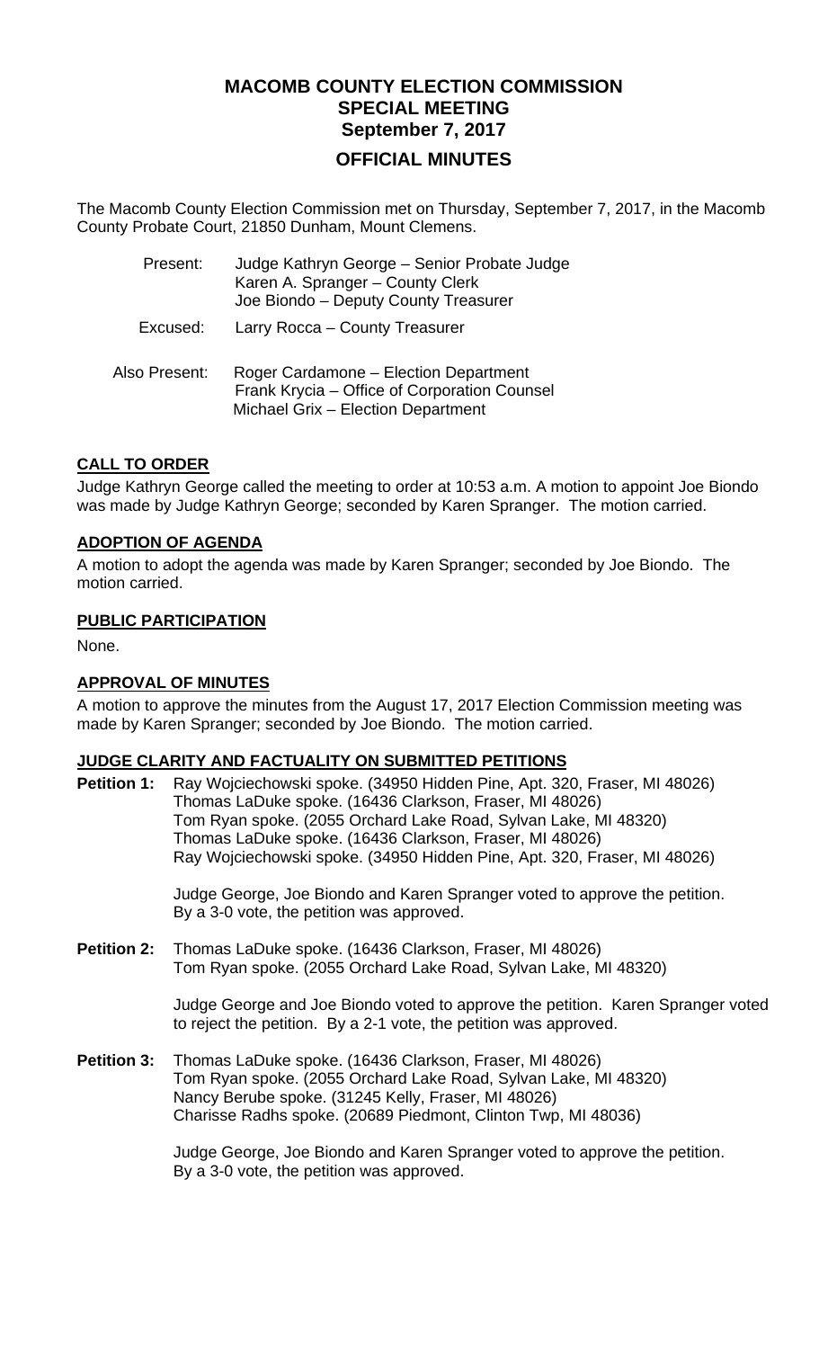# MACOMB COUNTY ELECTION COMMISSION
## SPECIAL MEETING
## September 7, 2017
## OFFICIAL MINUTES

The Macomb County Election Commission met on Thursday, September 7, 2017, in the Macomb County Probate Court, 21850 Dunham, Mount Clemens.

| | |
|---|---|
| Present: | Judge Kathryn George – Senior Probate Judge<br>Karen A. Spranger – County Clerk<br>Joe Biondo – Deputy County Treasurer |
| Excused: | Larry Rocca – County Treasurer |
| Also Present: | Roger Cardamone – Election Department<br>Frank Krycia – Office of Corporation Counsel<br>Michael Grix – Election Department |

### CALL TO ORDER

Judge Kathryn George called the meeting to order at 10:53 a.m. A motion to appoint Joe Biondo was made by Judge Kathryn George; seconded by Karen Spranger. The motion carried.

### ADOPTION OF AGENDA

A motion to adopt the agenda was made by Karen Spranger; seconded by Joe Biondo. The motion carried.

### PUBLIC PARTICIPATION

None.

### APPROVAL OF MINUTES

A motion to approve the minutes from the August 17, 2017 Election Commission meeting was made by Karen Spranger; seconded by Joe Biondo. The motion carried.

### JUDGE CLARITY AND FACTUALITY ON SUBMITTED PETITIONS

**Petition 1:** Ray Wojciechowski spoke. (34950 Hidden Pine, Apt. 320, Fraser, MI 48026)
Thomas LaDuke spoke. (16436 Clarkson, Fraser, MI 48026)
Tom Ryan spoke. (2055 Orchard Lake Road, Sylvan Lake, MI 48320)
Thomas LaDuke spoke. (16436 Clarkson, Fraser, MI 48026)
Ray Wojciechowski spoke. (34950 Hidden Pine, Apt. 320, Fraser, MI 48026)

Judge George, Joe Biondo and Karen Spranger voted to approve the petition. By a 3-0 vote, the petition was approved.

**Petition 2:** Thomas LaDuke spoke. (16436 Clarkson, Fraser, MI 48026)
Tom Ryan spoke. (2055 Orchard Lake Road, Sylvan Lake, MI 48320)

Judge George and Joe Biondo voted to approve the petition. Karen Spranger voted to reject the petition. By a 2-1 vote, the petition was approved.

**Petition 3:** Thomas LaDuke spoke. (16436 Clarkson, Fraser, MI 48026)
Tom Ryan spoke. (2055 Orchard Lake Road, Sylvan Lake, MI 48320)
Nancy Berube spoke. (31245 Kelly, Fraser, MI 48026)
Charisse Radhs spoke. (20689 Piedmont, Clinton Twp, MI 48036)

Judge George, Joe Biondo and Karen Spranger voted to approve the petition. By a 3-0 vote, the petition was approved.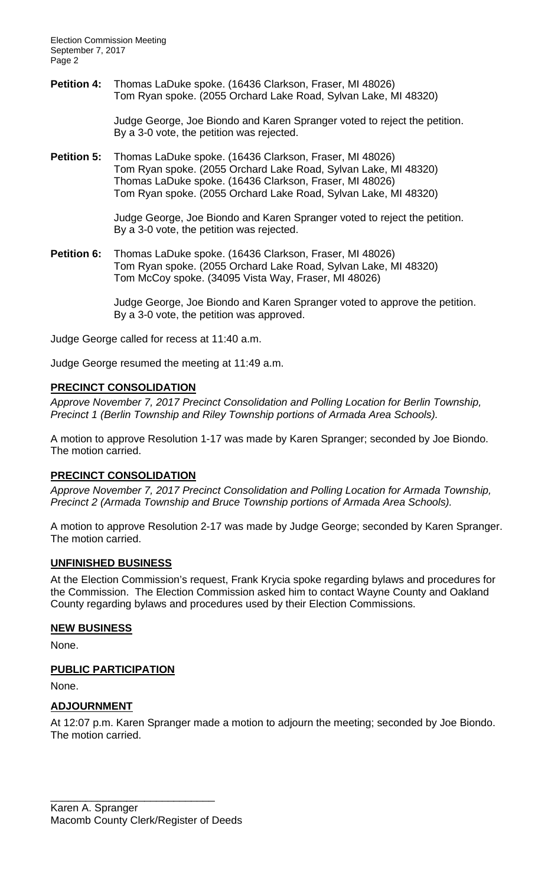**Petition 4:** Thomas LaDuke spoke. (16436 Clarkson, Fraser, MI 48026)
Tom Ryan spoke. (2055 Orchard Lake Road, Sylvan Lake, MI 48320)

Judge George, Joe Biondo and Karen Spranger voted to reject the petition. By a 3-0 vote, the petition was rejected.

**Petition 5:** Thomas LaDuke spoke. (16436 Clarkson, Fraser, MI 48026)
Tom Ryan spoke. (2055 Orchard Lake Road, Sylvan Lake, MI 48320)
Thomas LaDuke spoke. (16436 Clarkson, Fraser, MI 48026)
Tom Ryan spoke. (2055 Orchard Lake Road, Sylvan Lake, MI 48320)

Judge George, Joe Biondo and Karen Spranger voted to reject the petition. By a 3-0 vote, the petition was rejected.

**Petition 6:** Thomas LaDuke spoke. (16436 Clarkson, Fraser, MI 48026)
Tom Ryan spoke. (2055 Orchard Lake Road, Sylvan Lake, MI 48320)
Tom McCoy spoke. (34095 Vista Way, Fraser, MI 48026)

Judge George, Joe Biondo and Karen Spranger voted to approve the petition. By a 3-0 vote, the petition was approved.

Judge George called for recess at 11:40 a.m.

Judge George resumed the meeting at 11:49 a.m.

## PRECINCT CONSOLIDATION

*Approve November 7, 2017 Precinct Consolidation and Polling Location for Berlin Township, Precinct 1 (Berlin Township and Riley Township portions of Armada Area Schools).*

A motion to approve Resolution 1-17 was made by Karen Spranger; seconded by Joe Biondo. The motion carried.

## PRECINCT CONSOLIDATION

*Approve November 7, 2017 Precinct Consolidation and Polling Location for Armada Township, Precinct 2 (Armada Township and Bruce Township portions of Armada Area Schools).*

A motion to approve Resolution 2-17 was made by Judge George; seconded by Karen Spranger. The motion carried.

## UNFINISHED BUSINESS

At the Election Commission's request, Frank Krycia spoke regarding bylaws and procedures for the Commission. The Election Commission asked him to contact Wayne County and Oakland County regarding bylaws and procedures used by their Election Commissions.

## NEW BUSINESS

None.

## PUBLIC PARTICIPATION

None.

## ADJOURNMENT

At 12:07 p.m. Karen Spranger made a motion to adjourn the meeting; seconded by Joe Biondo. The motion carried.

\_\_\_\_\_\_\_\_\_\_\_\_\_\_\_\_\_\_\_\_\_\_\_\_\_\_\_\_\_\_

Karen A. Spranger
Macomb County Clerk/Register of Deeds